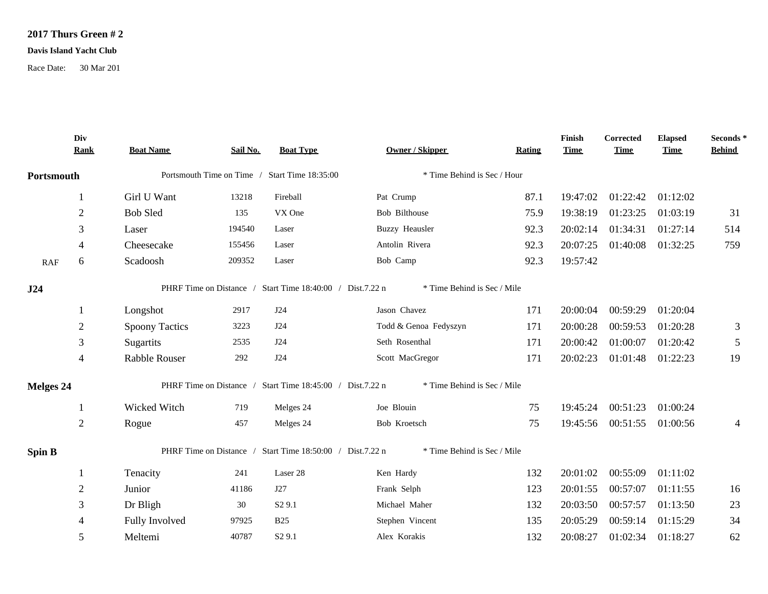**2017 Thurs Green # 2**

**Davis Island Yacht Club**

Race Date: 30 Mar 201

| | Div Rank | Boat Name | Sail No. | Boat Type | Owner / Skipper | Rating | Finish Time | Corrected Time | Elapsed Time | Seconds * Behind |
|---|---|---|---|---|---|---|---|---|---|---|
| **Portsmouth** | | Portsmouth Time on Time / Start Time 18:35:00 | | | * Time Behind is Sec / Hour | | | | | |
| | 1 | Girl U Want | 13218 | Fireball | Pat Crump | 87.1 | 19:47:02 | 01:22:42 | 01:12:02 | |
| | 2 | Bob Sled | 135 | VX One | Bob Bilthouse | 75.9 | 19:38:19 | 01:23:25 | 01:03:19 | 31 |
| | 3 | Laser | 194540 | Laser | Buzzy Heausler | 92.3 | 20:02:14 | 01:34:31 | 01:27:14 | 514 |
| | 4 | Cheesecake | 155456 | Laser | Antolin Rivera | 92.3 | 20:07:25 | 01:40:08 | 01:32:25 | 759 |
| RAF | 6 | Scadoosh | 209352 | Laser | Bob Camp | 92.3 | 19:57:42 | | | |
| **J24** | | PHRF Time on Distance / Start Time 18:40:00 / Dist.7.22 n | | | * Time Behind is Sec / Mile | | | | | |
| | 1 | Longshot | 2917 | J24 | Jason Chavez | 171 | 20:00:04 | 00:59:29 | 01:20:04 | |
| | 2 | Spoony Tactics | 3223 | J24 | Todd & Genoa Fedyszyn | 171 | 20:00:28 | 00:59:53 | 01:20:28 | 3 |
| | 3 | Sugartits | 2535 | J24 | Seth Rosenthal | 171 | 20:00:42 | 01:00:07 | 01:20:42 | 5 |
| | 4 | Rabble Rouser | 292 | J24 | Scott MacGregor | 171 | 20:02:23 | 01:01:48 | 01:22:23 | 19 |
| **Melges 24** | | PHRF Time on Distance / Start Time 18:45:00 / Dist.7.22 n | | | * Time Behind is Sec / Mile | | | | | |
| | 1 | Wicked Witch | 719 | Melges 24 | Joe Blouin | 75 | 19:45:24 | 00:51:23 | 01:00:24 | |
| | 2 | Rogue | 457 | Melges 24 | Bob Kroetsch | 75 | 19:45:56 | 00:51:55 | 01:00:56 | 4 |
| **Spin B** | | PHRF Time on Distance / Start Time 18:50:00 / Dist.7.22 n | | | * Time Behind is Sec / Mile | | | | | |
| | 1 | Tenacity | 241 | Laser 28 | Ken Hardy | 132 | 20:01:02 | 00:55:09 | 01:11:02 | |
| | 2 | Junior | 41186 | J27 | Frank Selph | 123 | 20:01:55 | 00:57:07 | 01:11:55 | 16 |
| | 3 | Dr Bligh | 30 | S2 9.1 | Michael Maher | 132 | 20:03:50 | 00:57:57 | 01:13:50 | 23 |
| | 4 | Fully Involved | 97925 | B25 | Stephen Vincent | 135 | 20:05:29 | 00:59:14 | 01:15:29 | 34 |
| | 5 | Meltemi | 40787 | S2 9.1 | Alex Korakis | 132 | 20:08:27 | 01:02:34 | 01:18:27 | 62 |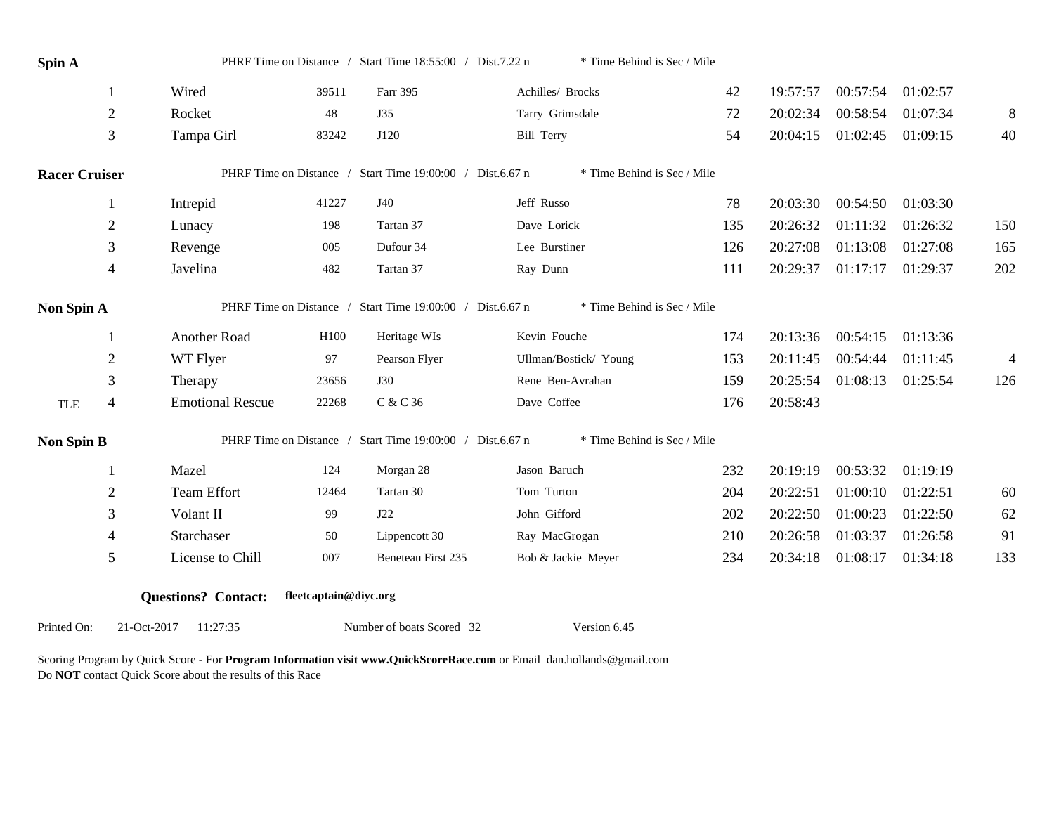**Spin A** PHRF Time on Distance / Start Time 18:55:00 / Dist.7.22 n * Time Behind is Sec / Mile

| | | | | | | | | | | |
|---|---|---|---|---|---|---|---|---|---|---|
| | 1 | Wired | 39511 | Farr 395 | Achilles/ Brocks | 42 | 19:57:57 | 00:57:54 | 01:02:57 | |
| | 2 | Rocket | 48 | J35 | Tarry Grimsdale | 72 | 20:02:34 | 00:58:54 | 01:07:34 | 8 |
| | 3 | Tampa Girl | 83242 | J120 | Bill Terry | 54 | 20:04:15 | 01:02:45 | 01:09:15 | 40 |

**Racer Cruiser** PHRF Time on Distance / Start Time 19:00:00 / Dist.6.67 n * Time Behind is Sec / Mile

| | | | | | | | | | | |
|---|---|---|---|---|---|---|---|---|---|---|
| | 1 | Intrepid | 41227 | J40 | Jeff Russo | 78 | 20:03:30 | 00:54:50 | 01:03:30 | |
| | 2 | Lunacy | 198 | Tartan 37 | Dave Lorick | 135 | 20:26:32 | 01:11:32 | 01:26:32 | 150 |
| | 3 | Revenge | 005 | Dufour 34 | Lee Burstiner | 126 | 20:27:08 | 01:13:08 | 01:27:08 | 165 |
| | 4 | Javelina | 482 | Tartan 37 | Ray Dunn | 111 | 20:29:37 | 01:17:17 | 01:29:37 | 202 |

**Non Spin A** PHRF Time on Distance / Start Time 19:00:00 / Dist.6.67 n * Time Behind is Sec / Mile

| | | | | | | | | | | |
|---|---|---|---|---|---|---|---|---|---|---|
| | 1 | Another Road | H100 | Heritage WIs | Kevin Fouche | 174 | 20:13:36 | 00:54:15 | 01:13:36 | |
| | 2 | WT Flyer | 97 | Pearson Flyer | Ullman/Bostick/ Young | 153 | 20:11:45 | 00:54:44 | 01:11:45 | 4 |
| | 3 | Therapy | 23656 | J30 | Rene Ben-Avrahan | 159 | 20:25:54 | 01:08:13 | 01:25:54 | 126 |
| TLE | 4 | Emotional Rescue | 22268 | C & C 36 | Dave Coffee | 176 | 20:58:43 | | | |

**Non Spin B** PHRF Time on Distance / Start Time 19:00:00 / Dist.6.67 n * Time Behind is Sec / Mile

| | | | | | | | | | | |
|---|---|---|---|---|---|---|---|---|---|---|
| | 1 | Mazel | 124 | Morgan 28 | Jason Baruch | 232 | 20:19:19 | 00:53:32 | 01:19:19 | |
| | 2 | Team Effort | 12464 | Tartan 30 | Tom Turton | 204 | 20:22:51 | 01:00:10 | 01:22:51 | 60 |
| | 3 | Volant II | 99 | J22 | John Gifford | 202 | 20:22:50 | 01:00:23 | 01:22:50 | 62 |
| | 4 | Starchaser | 50 | Lippencott 30 | Ray MacGrogan | 210 | 20:26:58 | 01:03:37 | 01:26:58 | 91 |
| | 5 | License to Chill | 007 | Beneteau First 235 | Bob & Jackie Meyer | 234 | 20:34:18 | 01:08:17 | 01:34:18 | 133 |

**Questions? Contact:** **fleetcaptain@diyc.org**

Printed On: 21-Oct-2017 11:27:35 Number of boats Scored 32 Version 6.45

Scoring Program by Quick Score - For **Program Information visit www.QuickScoreRace.com** or Email dan.hollands@gmail.com
Do **NOT** contact Quick Score about the results of this Race